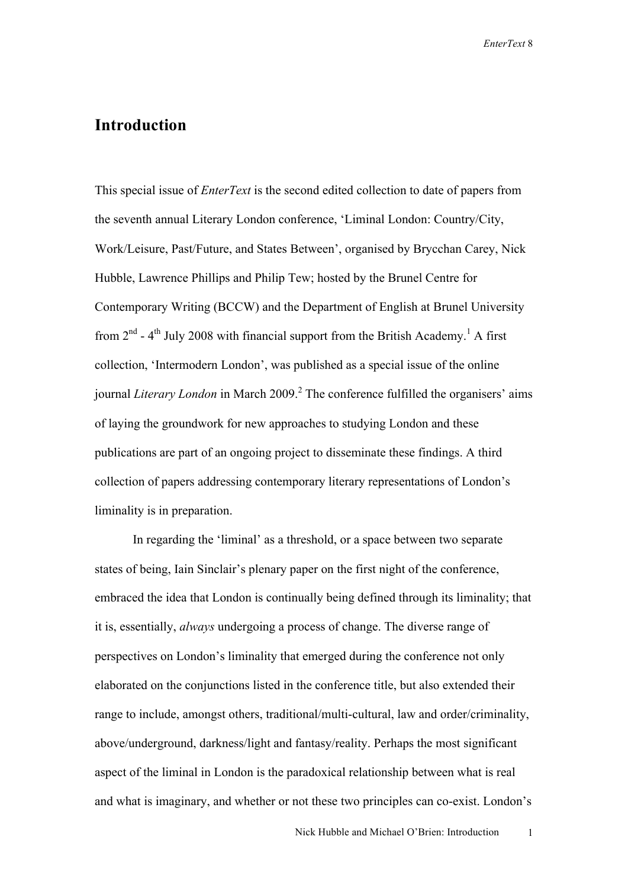# Introduction

This special issue of *EnterText* is the second edited collection to date of papers from the seventh annual Literary London conference, 'Liminal London: Country/City, Work/Leisure, Past/Future, and States Between', organised by Brycchan Carey, Nick Hubble, Lawrence Phillips and Philip Tew; hosted by the Brunel Centre for Contemporary Writing (BCCW) and the Department of English at Brunel University from 2nd - 4th July 2008 with financial support from the British Academy.[1] A first collection, 'Intermodern London', was published as a special issue of the online journal *Literary London* in March 2009.[2] The conference fulfilled the organisers' aims of laying the groundwork for new approaches to studying London and these publications are part of an ongoing project to disseminate these findings. A third collection of papers addressing contemporary literary representations of London's liminality is in preparation.

In regarding the 'liminal' as a threshold, or a space between two separate states of being, Iain Sinclair's plenary paper on the first night of the conference, embraced the idea that London is continually being defined through its liminality; that it is, essentially, *always* undergoing a process of change. The diverse range of perspectives on London's liminality that emerged during the conference not only elaborated on the conjunctions listed in the conference title, but also extended their range to include, amongst others, traditional/multi-cultural, law and order/criminality, above/underground, darkness/light and fantasy/reality. Perhaps the most significant aspect of the liminal in London is the paradoxical relationship between what is real and what is imaginary, and whether or not these two principles can co-exist. London's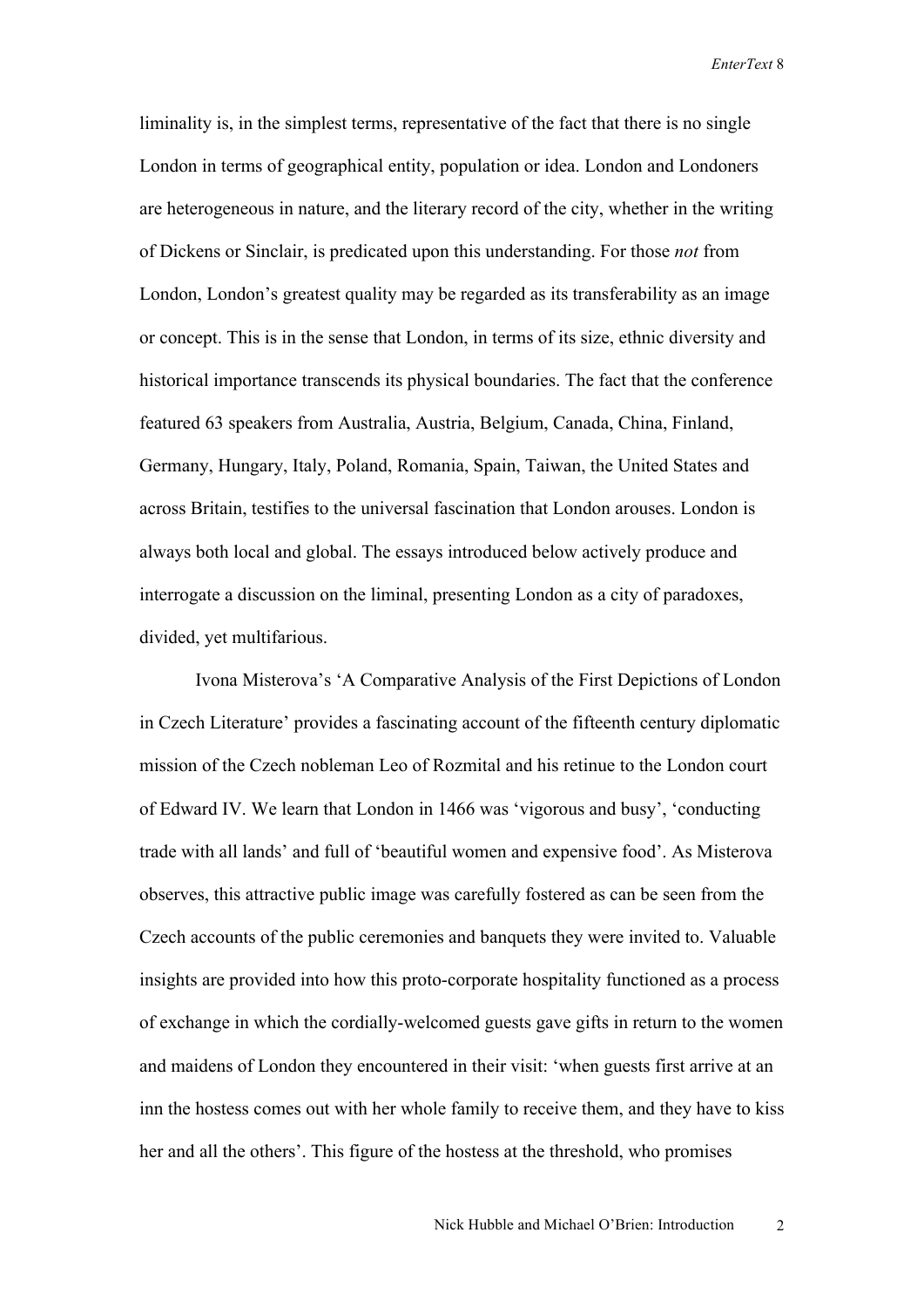liminality is, in the simplest terms, representative of the fact that there is no single London in terms of geographical entity, population or idea. London and Londoners are heterogeneous in nature, and the literary record of the city, whether in the writing of Dickens or Sinclair, is predicated upon this understanding. For those *not* from London, London's greatest quality may be regarded as its transferability as an image or concept. This is in the sense that London, in terms of its size, ethnic diversity and historical importance transcends its physical boundaries. The fact that the conference featured 63 speakers from Australia, Austria, Belgium, Canada, China, Finland, Germany, Hungary, Italy, Poland, Romania, Spain, Taiwan, the United States and across Britain, testifies to the universal fascination that London arouses. London is always both local and global. The essays introduced below actively produce and interrogate a discussion on the liminal, presenting London as a city of paradoxes, divided, yet multifarious.

Ivona Misterova's 'A Comparative Analysis of the First Depictions of London in Czech Literature' provides a fascinating account of the fifteenth century diplomatic mission of the Czech nobleman Leo of Rozmital and his retinue to the London court of Edward IV. We learn that London in 1466 was 'vigorous and busy', 'conducting trade with all lands' and full of 'beautiful women and expensive food'. As Misterova observes, this attractive public image was carefully fostered as can be seen from the Czech accounts of the public ceremonies and banquets they were invited to. Valuable insights are provided into how this proto-corporate hospitality functioned as a process of exchange in which the cordially-welcomed guests gave gifts in return to the women and maidens of London they encountered in their visit: 'when guests first arrive at an inn the hostess comes out with her whole family to receive them, and they have to kiss her and all the others'. This figure of the hostess at the threshold, who promises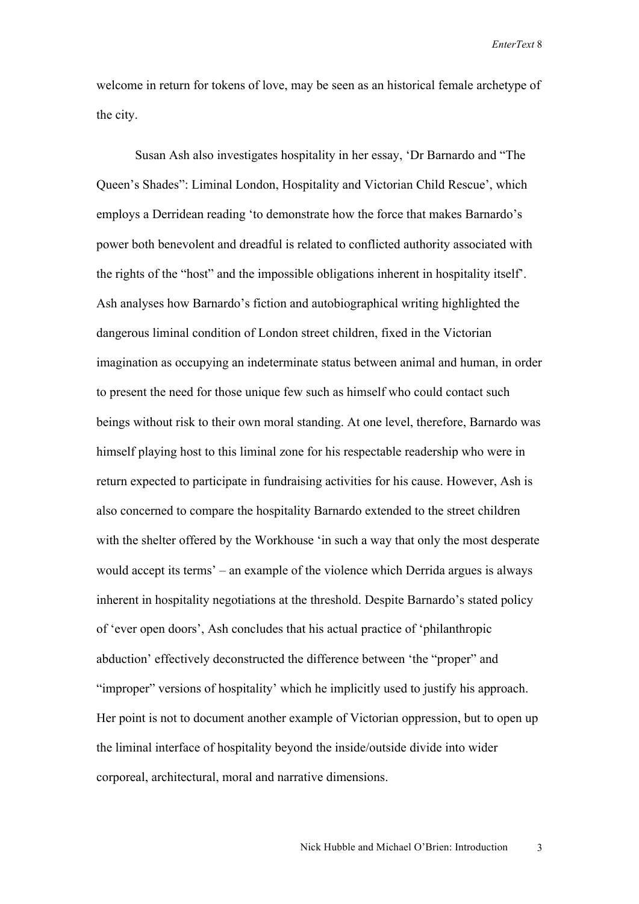welcome in return for tokens of love, may be seen as an historical female archetype of the city.

Susan Ash also investigates hospitality in her essay, 'Dr Barnardo and "The Queen's Shades": Liminal London, Hospitality and Victorian Child Rescue', which employs a Derridean reading 'to demonstrate how the force that makes Barnardo's power both benevolent and dreadful is related to conflicted authority associated with the rights of the "host" and the impossible obligations inherent in hospitality itself'. Ash analyses how Barnardo's fiction and autobiographical writing highlighted the dangerous liminal condition of London street children, fixed in the Victorian imagination as occupying an indeterminate status between animal and human, in order to present the need for those unique few such as himself who could contact such beings without risk to their own moral standing. At one level, therefore, Barnardo was himself playing host to this liminal zone for his respectable readership who were in return expected to participate in fundraising activities for his cause. However, Ash is also concerned to compare the hospitality Barnardo extended to the street children with the shelter offered by the Workhouse 'in such a way that only the most desperate would accept its terms' – an example of the violence which Derrida argues is always inherent in hospitality negotiations at the threshold. Despite Barnardo's stated policy of 'ever open doors', Ash concludes that his actual practice of 'philanthropic abduction' effectively deconstructed the difference between 'the "proper" and "improper" versions of hospitality' which he implicitly used to justify his approach. Her point is not to document another example of Victorian oppression, but to open up the liminal interface of hospitality beyond the inside/outside divide into wider corporeal, architectural, moral and narrative dimensions.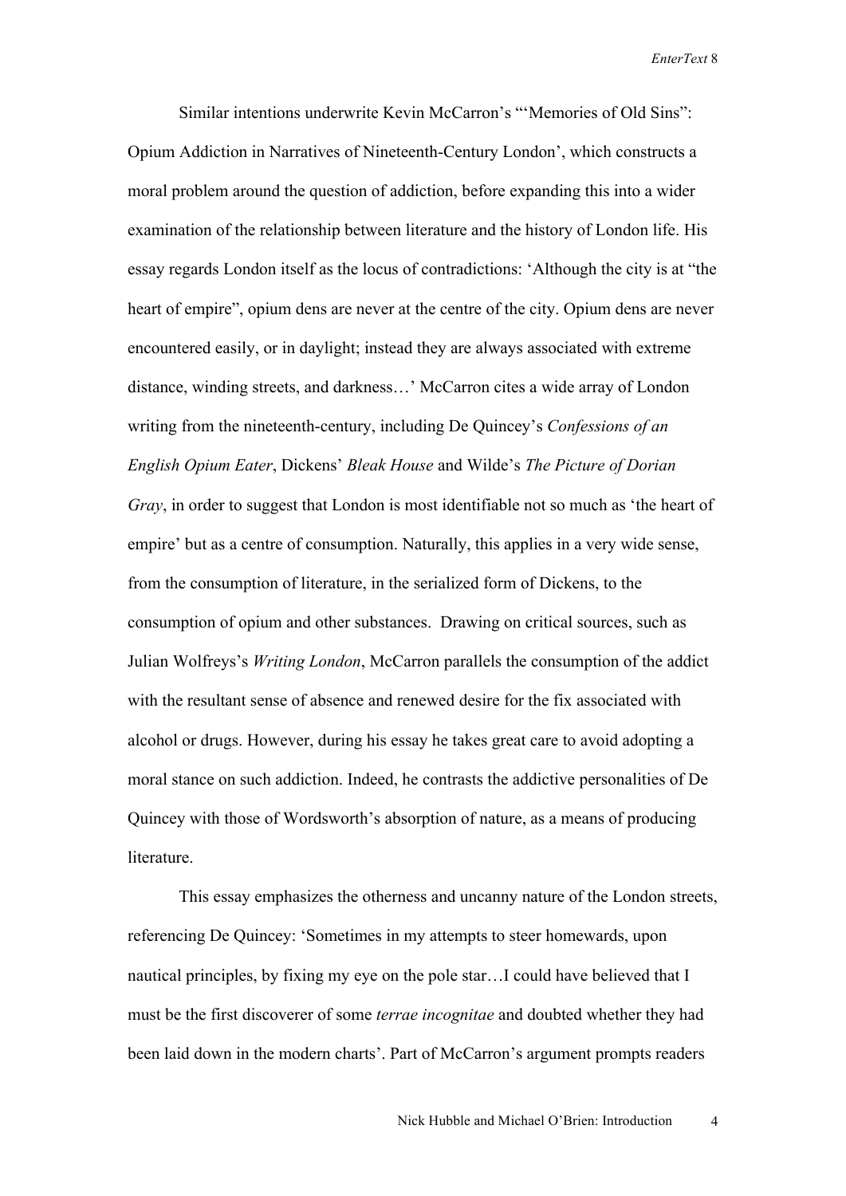Similar intentions underwrite Kevin McCarron's "'Memories of Old Sins": Opium Addiction in Narratives of Nineteenth-Century London', which constructs a moral problem around the question of addiction, before expanding this into a wider examination of the relationship between literature and the history of London life. His essay regards London itself as the locus of contradictions: 'Although the city is at "the heart of empire", opium dens are never at the centre of the city. Opium dens are never encountered easily, or in daylight; instead they are always associated with extreme distance, winding streets, and darkness…' McCarron cites a wide array of London writing from the nineteenth-century, including De Quincey's *Confessions of an English Opium Eater*, Dickens' *Bleak House* and Wilde's *The Picture of Dorian Gray*, in order to suggest that London is most identifiable not so much as 'the heart of empire' but as a centre of consumption. Naturally, this applies in a very wide sense, from the consumption of literature, in the serialized form of Dickens, to the consumption of opium and other substances. Drawing on critical sources, such as Julian Wolfreys's *Writing London*, McCarron parallels the consumption of the addict with the resultant sense of absence and renewed desire for the fix associated with alcohol or drugs. However, during his essay he takes great care to avoid adopting a moral stance on such addiction. Indeed, he contrasts the addictive personalities of De Quincey with those of Wordsworth's absorption of nature, as a means of producing literature.

This essay emphasizes the otherness and uncanny nature of the London streets, referencing De Quincey: 'Sometimes in my attempts to steer homewards, upon nautical principles, by fixing my eye on the pole star…I could have believed that I must be the first discoverer of some *terrae incognitae* and doubted whether they had been laid down in the modern charts'. Part of McCarron's argument prompts readers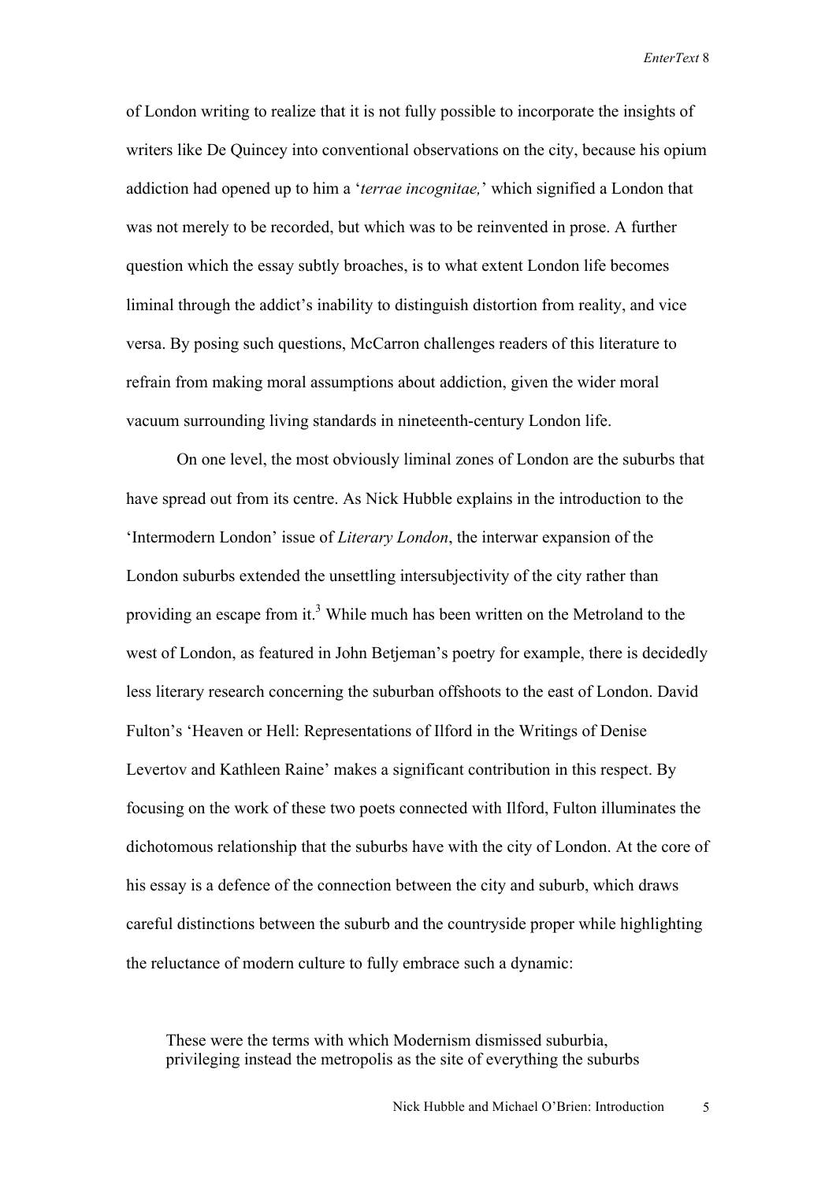of London writing to realize that it is not fully possible to incorporate the insights of writers like De Quincey into conventional observations on the city, because his opium addiction had opened up to him a '*terrae incognitae,*' which signified a London that was not merely to be recorded, but which was to be reinvented in prose. A further question which the essay subtly broaches, is to what extent London life becomes liminal through the addict's inability to distinguish distortion from reality, and vice versa. By posing such questions, McCarron challenges readers of this literature to refrain from making moral assumptions about addiction, given the wider moral vacuum surrounding living standards in nineteenth-century London life.

On one level, the most obviously liminal zones of London are the suburbs that have spread out from its centre. As Nick Hubble explains in the introduction to the 'Intermodern London' issue of *Literary London*, the interwar expansion of the London suburbs extended the unsettling intersubjectivity of the city rather than providing an escape from it.[3] While much has been written on the Metroland to the west of London, as featured in John Betjeman's poetry for example, there is decidedly less literary research concerning the suburban offshoots to the east of London. David Fulton's 'Heaven or Hell: Representations of Ilford in the Writings of Denise Levertov and Kathleen Raine' makes a significant contribution in this respect. By focusing on the work of these two poets connected with Ilford, Fulton illuminates the dichotomous relationship that the suburbs have with the city of London. At the core of his essay is a defence of the connection between the city and suburb, which draws careful distinctions between the suburb and the countryside proper while highlighting the reluctance of modern culture to fully embrace such a dynamic:

> These were the terms with which Modernism dismissed suburbia, privileging instead the metropolis as the site of everything the suburbs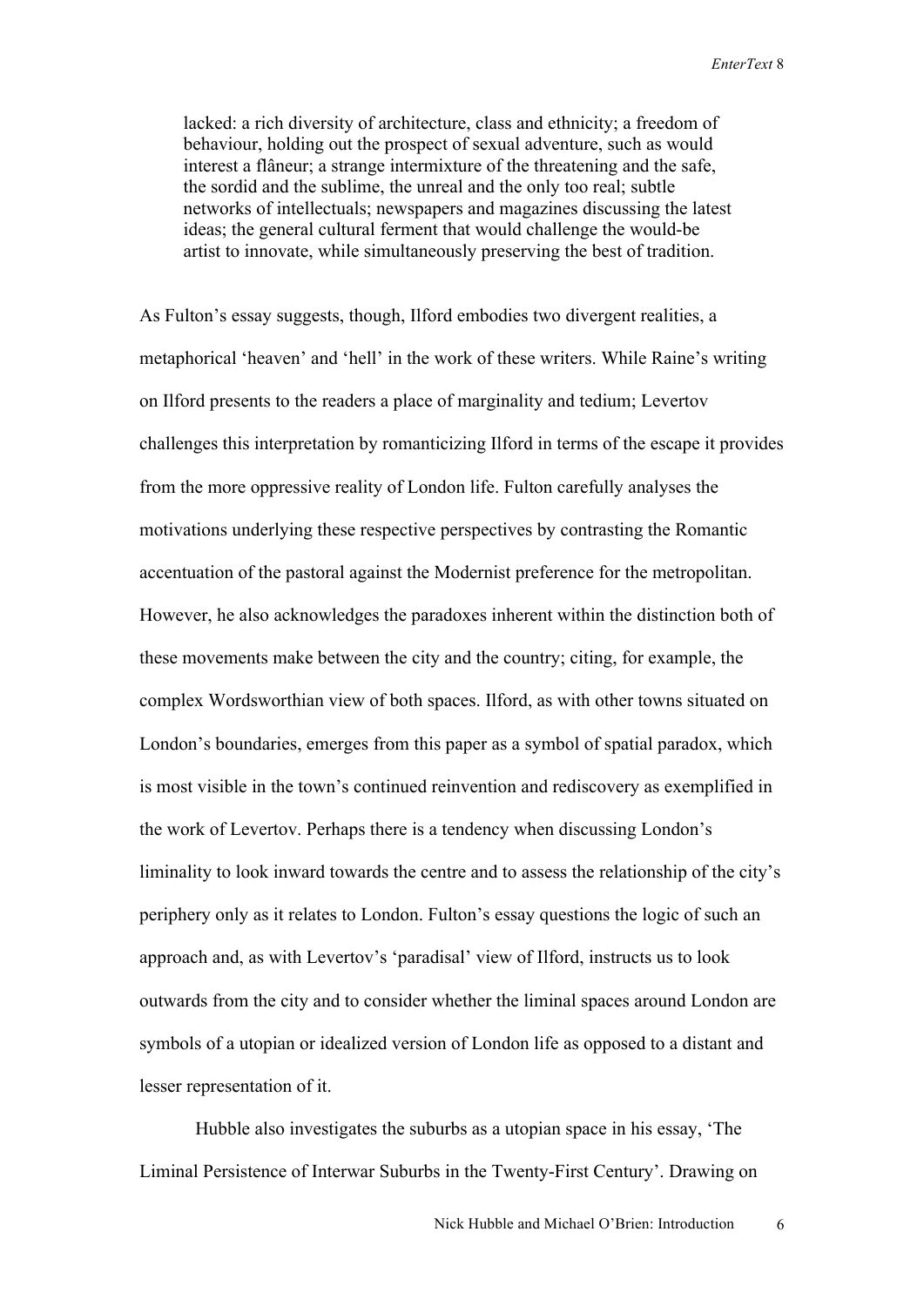> lacked: a rich diversity of architecture, class and ethnicity; a freedom of behaviour, holding out the prospect of sexual adventure, such as would interest a flâneur; a strange intermixture of the threatening and the safe, the sordid and the sublime, the unreal and the only too real; subtle networks of intellectuals; newspapers and magazines discussing the latest ideas; the general cultural ferment that would challenge the would-be artist to innovate, while simultaneously preserving the best of tradition.

As Fulton's essay suggests, though, Ilford embodies two divergent realities, a metaphorical 'heaven' and 'hell' in the work of these writers. While Raine's writing on Ilford presents to the readers a place of marginality and tedium; Levertov challenges this interpretation by romanticizing Ilford in terms of the escape it provides from the more oppressive reality of London life. Fulton carefully analyses the motivations underlying these respective perspectives by contrasting the Romantic accentuation of the pastoral against the Modernist preference for the metropolitan. However, he also acknowledges the paradoxes inherent within the distinction both of these movements make between the city and the country; citing, for example, the complex Wordsworthian view of both spaces. Ilford, as with other towns situated on London's boundaries, emerges from this paper as a symbol of spatial paradox, which is most visible in the town's continued reinvention and rediscovery as exemplified in the work of Levertov. Perhaps there is a tendency when discussing London's liminality to look inward towards the centre and to assess the relationship of the city's periphery only as it relates to London. Fulton's essay questions the logic of such an approach and, as with Levertov's 'paradisal' view of Ilford, instructs us to look outwards from the city and to consider whether the liminal spaces around London are symbols of a utopian or idealized version of London life as opposed to a distant and lesser representation of it.

Hubble also investigates the suburbs as a utopian space in his essay, 'The Liminal Persistence of Interwar Suburbs in the Twenty-First Century'. Drawing on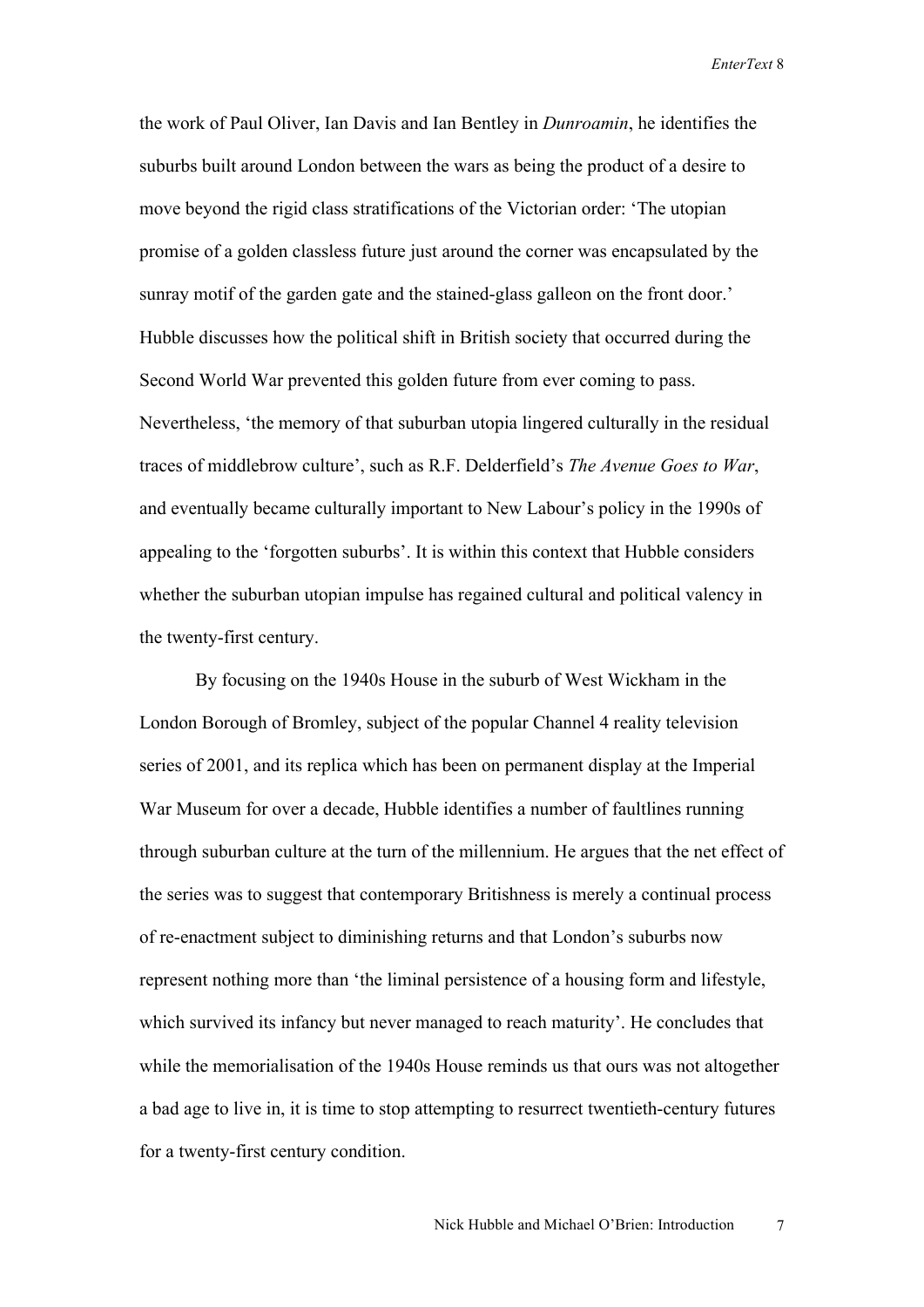the work of Paul Oliver, Ian Davis and Ian Bentley in *Dunroamin*, he identifies the suburbs built around London between the wars as being the product of a desire to move beyond the rigid class stratifications of the Victorian order: 'The utopian promise of a golden classless future just around the corner was encapsulated by the sunray motif of the garden gate and the stained-glass galleon on the front door.' Hubble discusses how the political shift in British society that occurred during the Second World War prevented this golden future from ever coming to pass. Nevertheless, 'the memory of that suburban utopia lingered culturally in the residual traces of middlebrow culture', such as R.F. Delderfield's *The Avenue Goes to War*, and eventually became culturally important to New Labour's policy in the 1990s of appealing to the 'forgotten suburbs'. It is within this context that Hubble considers whether the suburban utopian impulse has regained cultural and political valency in the twenty-first century.

By focusing on the 1940s House in the suburb of West Wickham in the London Borough of Bromley, subject of the popular Channel 4 reality television series of 2001, and its replica which has been on permanent display at the Imperial War Museum for over a decade, Hubble identifies a number of faultlines running through suburban culture at the turn of the millennium. He argues that the net effect of the series was to suggest that contemporary Britishness is merely a continual process of re-enactment subject to diminishing returns and that London's suburbs now represent nothing more than 'the liminal persistence of a housing form and lifestyle, which survived its infancy but never managed to reach maturity'. He concludes that while the memorialisation of the 1940s House reminds us that ours was not altogether a bad age to live in, it is time to stop attempting to resurrect twentieth-century futures for a twenty-first century condition.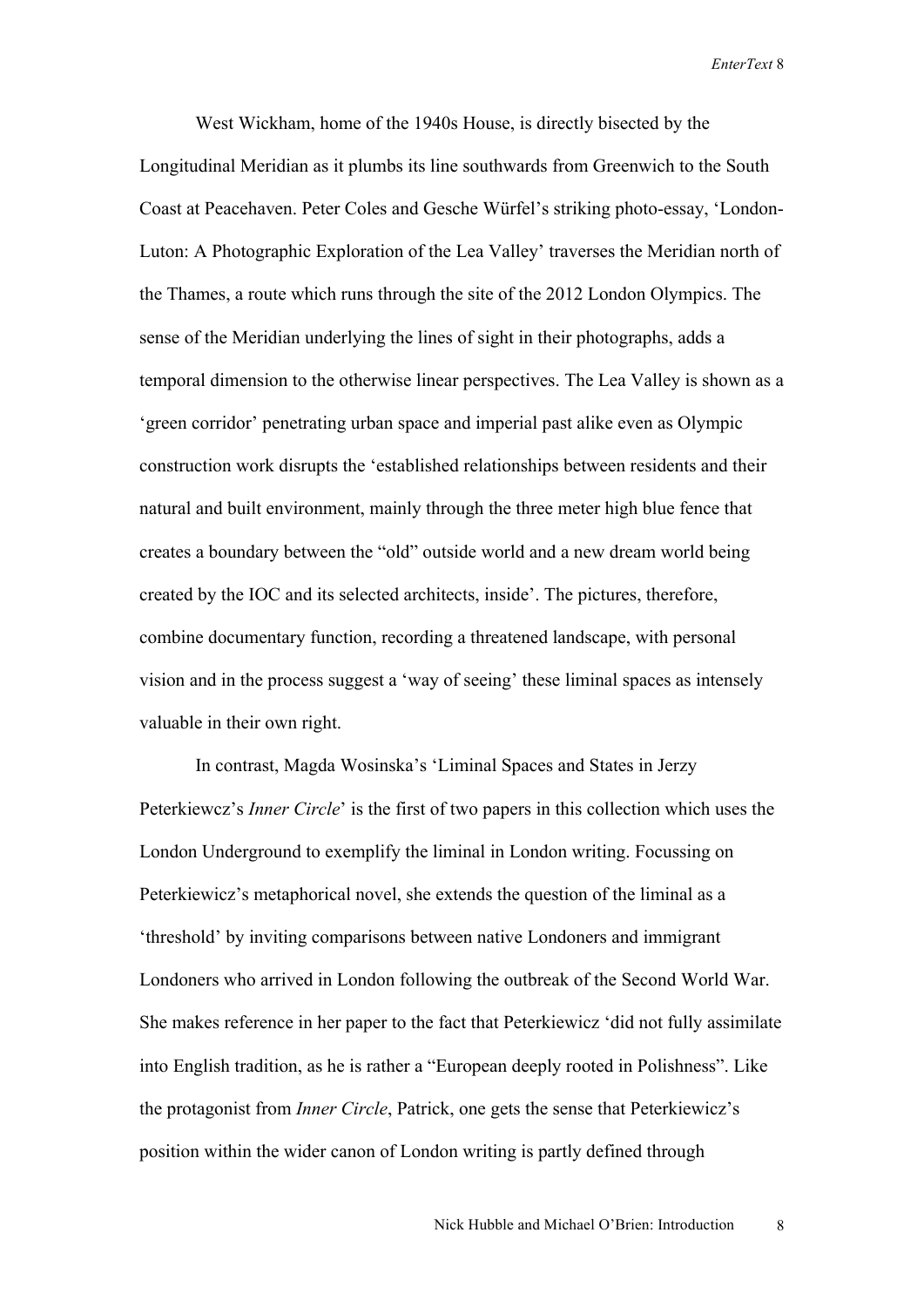West Wickham, home of the 1940s House, is directly bisected by the Longitudinal Meridian as it plumbs its line southwards from Greenwich to the South Coast at Peacehaven. Peter Coles and Gesche Würfel's striking photo-essay, 'London-Luton: A Photographic Exploration of the Lea Valley' traverses the Meridian north of the Thames, a route which runs through the site of the 2012 London Olympics. The sense of the Meridian underlying the lines of sight in their photographs, adds a temporal dimension to the otherwise linear perspectives. The Lea Valley is shown as a 'green corridor' penetrating urban space and imperial past alike even as Olympic construction work disrupts the 'established relationships between residents and their natural and built environment, mainly through the three meter high blue fence that creates a boundary between the "old" outside world and a new dream world being created by the IOC and its selected architects, inside'. The pictures, therefore, combine documentary function, recording a threatened landscape, with personal vision and in the process suggest a 'way of seeing' these liminal spaces as intensely valuable in their own right.

In contrast, Magda Wosinska's 'Liminal Spaces and States in Jerzy Peterkiewcz's *Inner Circle*' is the first of two papers in this collection which uses the London Underground to exemplify the liminal in London writing. Focussing on Peterkiewicz's metaphorical novel, she extends the question of the liminal as a 'threshold' by inviting comparisons between native Londoners and immigrant Londoners who arrived in London following the outbreak of the Second World War. She makes reference in her paper to the fact that Peterkiewicz 'did not fully assimilate into English tradition, as he is rather a "European deeply rooted in Polishness". Like the protagonist from *Inner Circle*, Patrick, one gets the sense that Peterkiewicz's position within the wider canon of London writing is partly defined through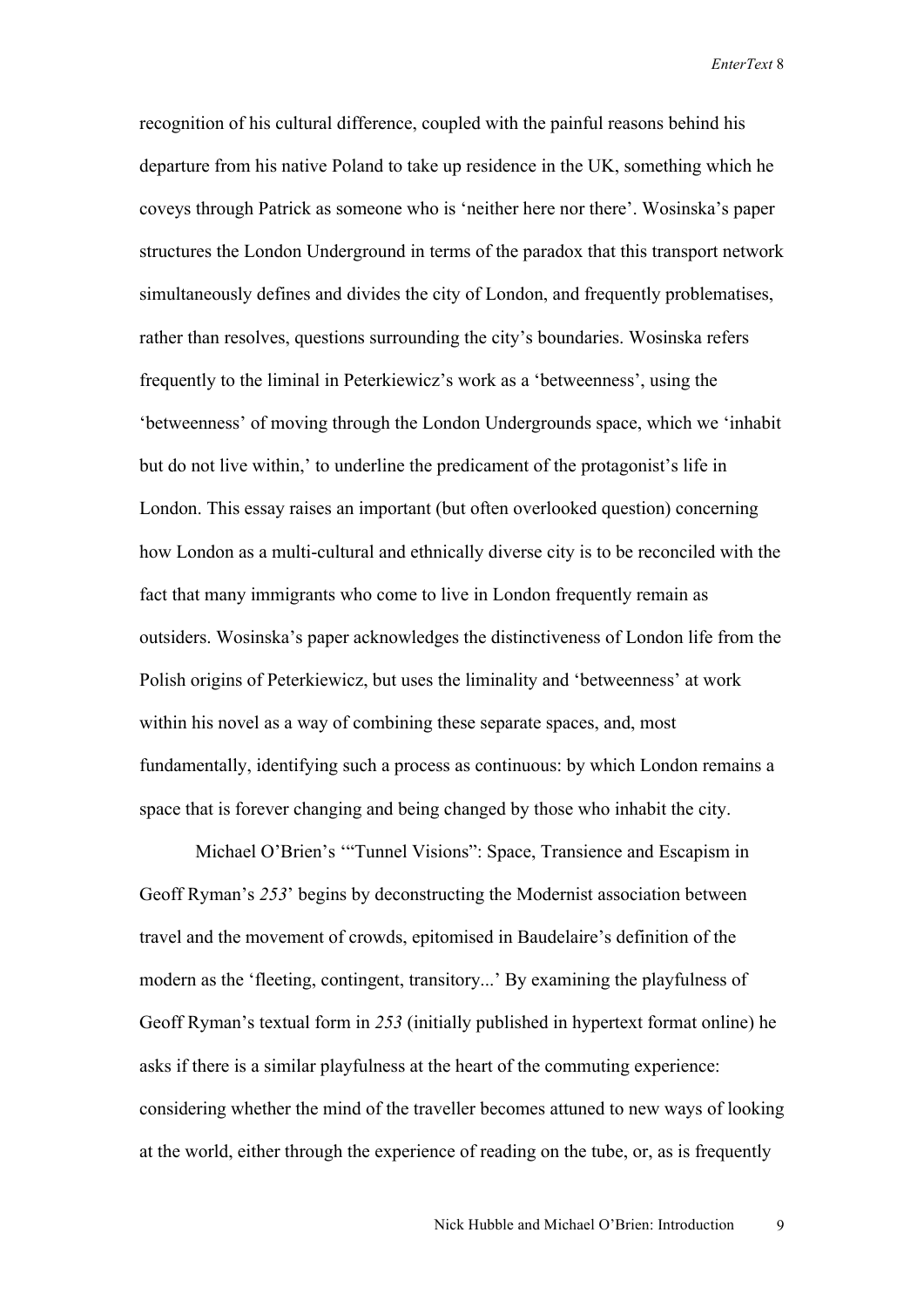recognition of his cultural difference, coupled with the painful reasons behind his departure from his native Poland to take up residence in the UK, something which he coveys through Patrick as someone who is 'neither here nor there'. Wosinska's paper structures the London Underground in terms of the paradox that this transport network simultaneously defines and divides the city of London, and frequently problematises, rather than resolves, questions surrounding the city's boundaries. Wosinska refers frequently to the liminal in Peterkiewicz's work as a 'betweenness', using the 'betweenness' of moving through the London Undergrounds space, which we 'inhabit but do not live within,' to underline the predicament of the protagonist's life in London. This essay raises an important (but often overlooked question) concerning how London as a multi-cultural and ethnically diverse city is to be reconciled with the fact that many immigrants who come to live in London frequently remain as outsiders. Wosinska's paper acknowledges the distinctiveness of London life from the Polish origins of Peterkiewicz, but uses the liminality and 'betweenness' at work within his novel as a way of combining these separate spaces, and, most fundamentally, identifying such a process as continuous: by which London remains a space that is forever changing and being changed by those who inhabit the city.

Michael O'Brien's '"Tunnel Visions": Space, Transience and Escapism in Geoff Ryman's *253*' begins by deconstructing the Modernist association between travel and the movement of crowds, epitomised in Baudelaire's definition of the modern as the 'fleeting, contingent, transitory...' By examining the playfulness of Geoff Ryman's textual form in *253* (initially published in hypertext format online) he asks if there is a similar playfulness at the heart of the commuting experience: considering whether the mind of the traveller becomes attuned to new ways of looking at the world, either through the experience of reading on the tube, or, as is frequently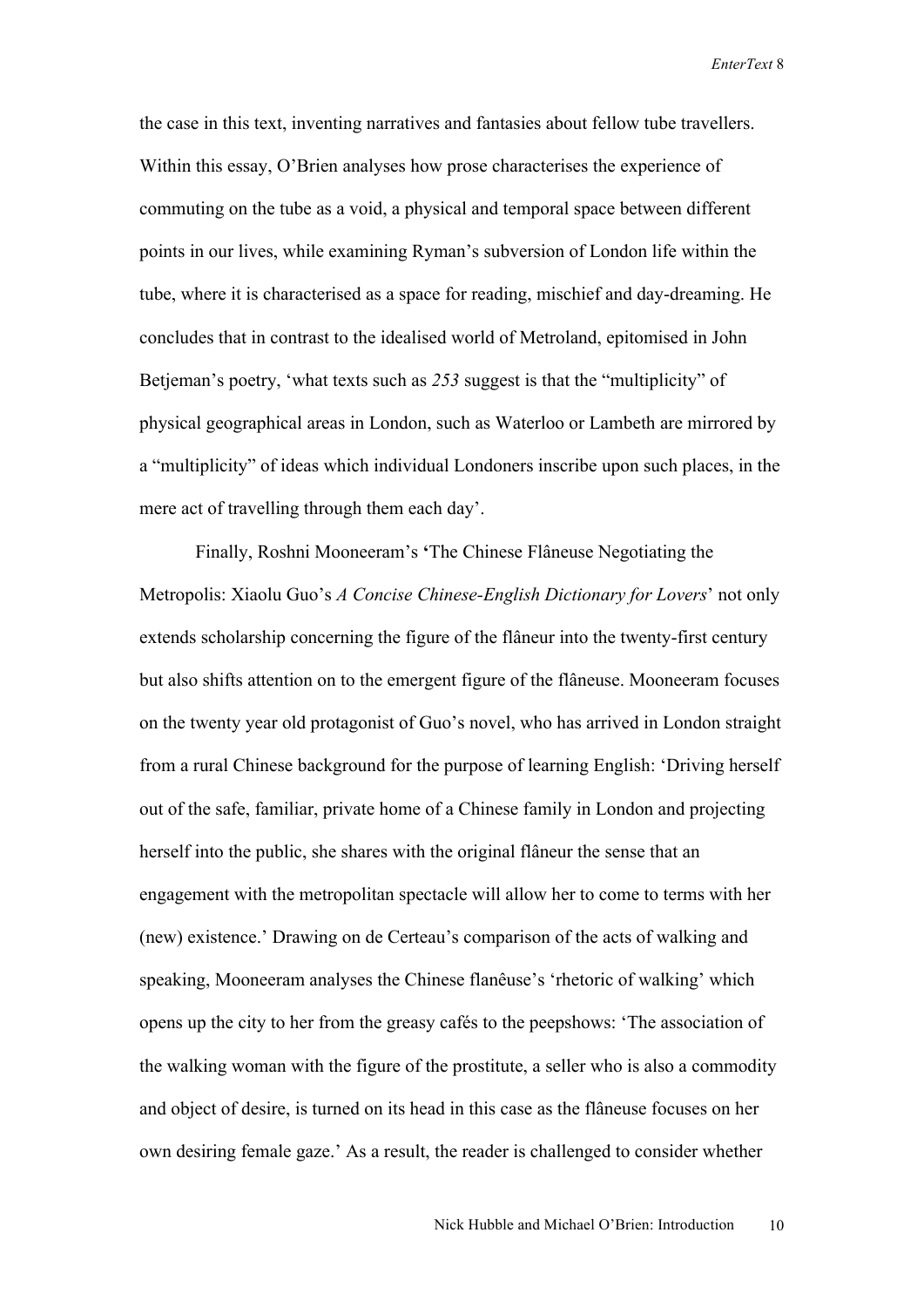the case in this text, inventing narratives and fantasies about fellow tube travellers. Within this essay, O'Brien analyses how prose characterises the experience of commuting on the tube as a void, a physical and temporal space between different points in our lives, while examining Ryman's subversion of London life within the tube, where it is characterised as a space for reading, mischief and day-dreaming. He concludes that in contrast to the idealised world of Metroland, epitomised in John Betjeman's poetry, 'what texts such as *253* suggest is that the "multiplicity" of physical geographical areas in London, such as Waterloo or Lambeth are mirrored by a "multiplicity" of ideas which individual Londoners inscribe upon such places, in the mere act of travelling through them each day'.

Finally, Roshni Mooneeram's 'The Chinese Flâneuse Negotiating the Metropolis: Xiaolu Guo's *A Concise Chinese-English Dictionary for Lovers*' not only extends scholarship concerning the figure of the flâneur into the twenty-first century but also shifts attention on to the emergent figure of the flâneuse. Mooneeram focuses on the twenty year old protagonist of Guo's novel, who has arrived in London straight from a rural Chinese background for the purpose of learning English: 'Driving herself out of the safe, familiar, private home of a Chinese family in London and projecting herself into the public, she shares with the original flâneur the sense that an engagement with the metropolitan spectacle will allow her to come to terms with her (new) existence.' Drawing on de Certeau's comparison of the acts of walking and speaking, Mooneeram analyses the Chinese flanêuse's 'rhetoric of walking' which opens up the city to her from the greasy cafés to the peepshows: 'The association of the walking woman with the figure of the prostitute, a seller who is also a commodity and object of desire, is turned on its head in this case as the flâneuse focuses on her own desiring female gaze.' As a result, the reader is challenged to consider whether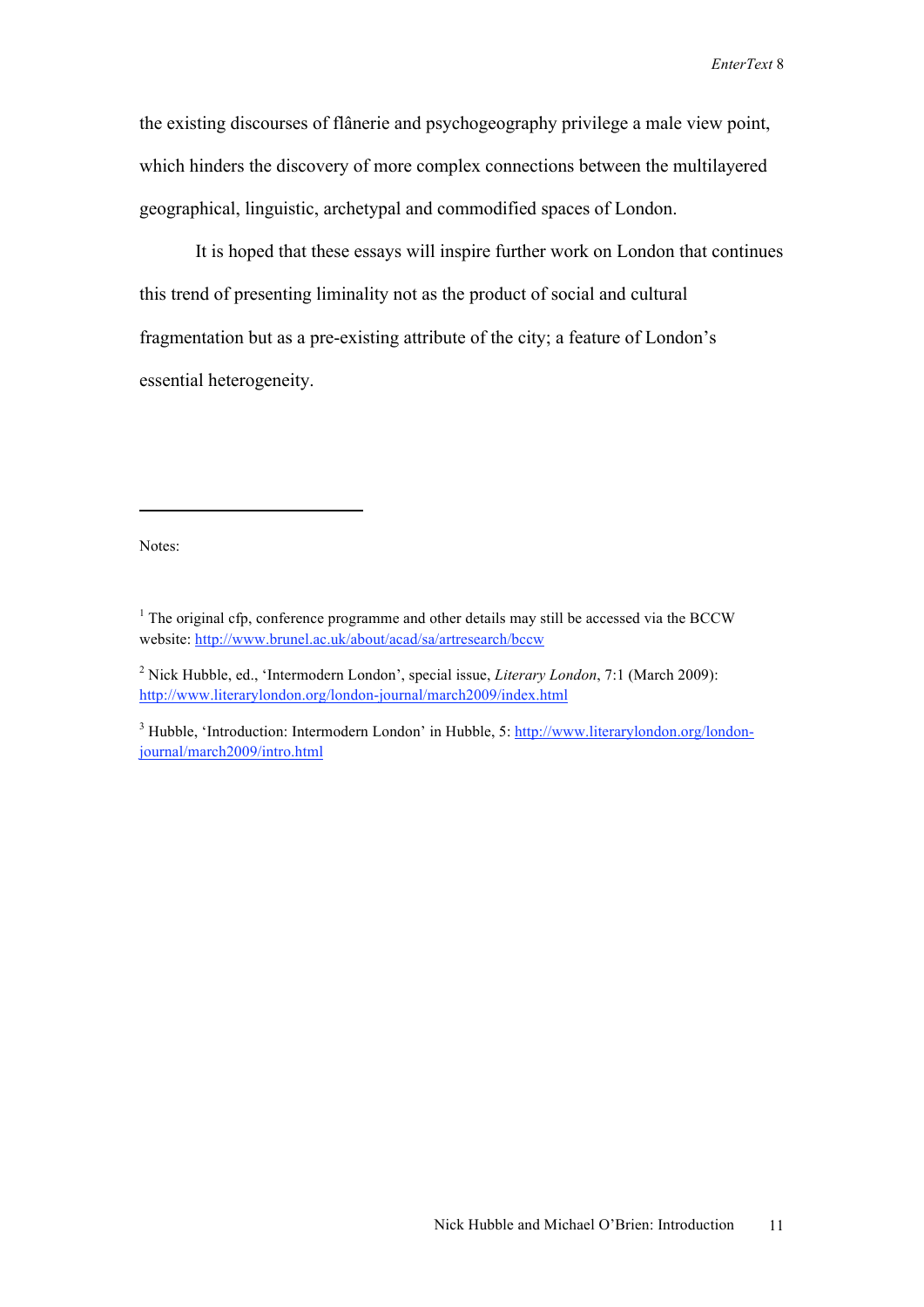the existing discourses of flânerie and psychogeography privilege a male view point, which hinders the discovery of more complex connections between the multilayered geographical, linguistic, archetypal and commodified spaces of London.

It is hoped that these essays will inspire further work on London that continues this trend of presenting liminality not as the product of social and cultural fragmentation but as a pre-existing attribute of the city; a feature of London's essential heterogeneity.

---

Notes:

[1] The original cfp, conference programme and other details may still be accessed via the BCCW website: http://www.brunel.ac.uk/about/acad/sa/artresearch/bccw

[2] Nick Hubble, ed., 'Intermodern London', special issue, *Literary London*, 7:1 (March 2009): http://www.literarylondon.org/london-journal/march2009/index.html

[3] Hubble, 'Introduction: Intermodern London' in Hubble, 5: http://www.literarylondon.org/london-journal/march2009/intro.html